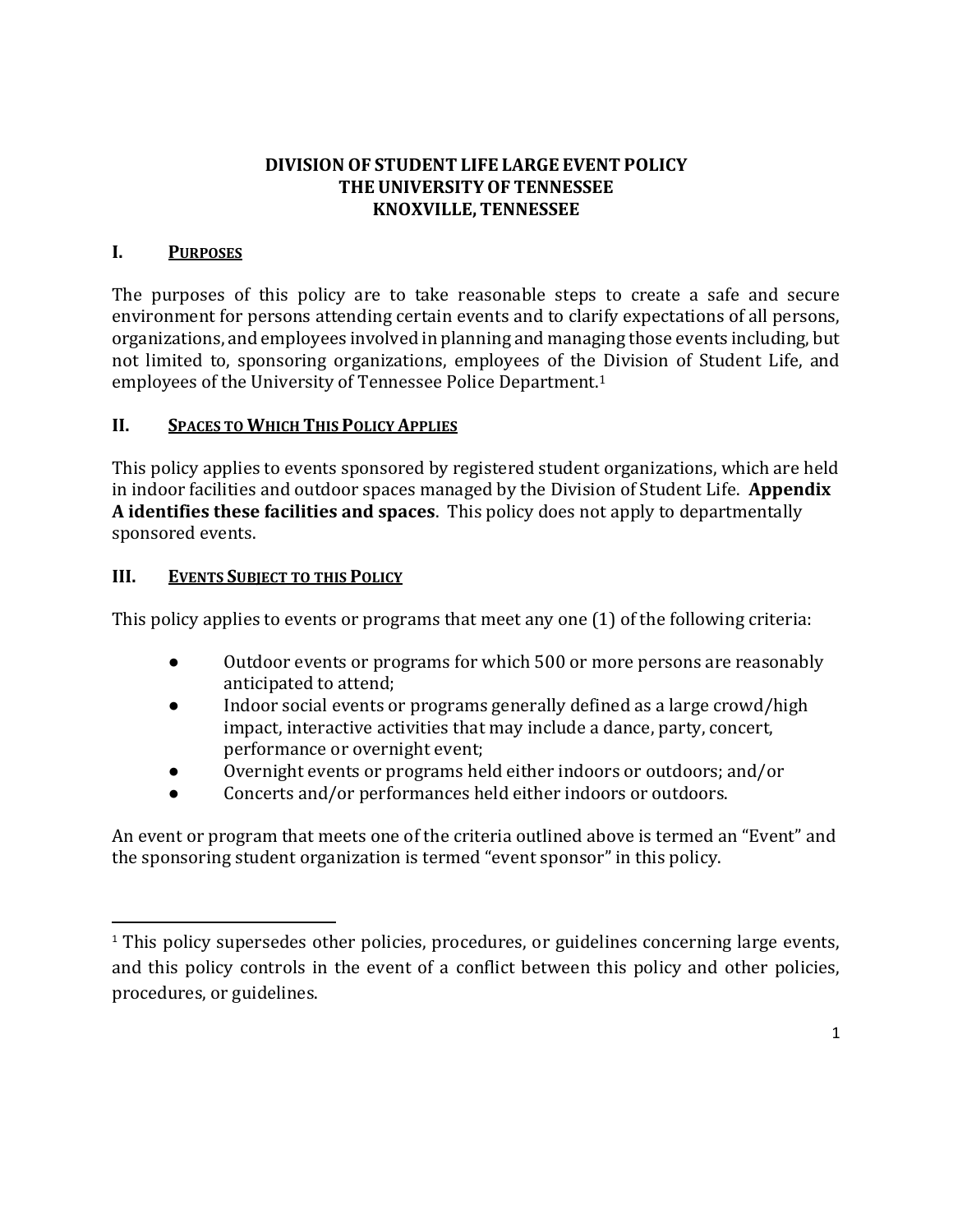# DIVISION OF STUDENT LIFE LARGE EVENT POLICY
# THE UNIVERSITY OF TENNESSEE
# KNOXVILLE, TENNESSEE

## I. PURPOSES

The purposes of this policy are to take reasonable steps to create a safe and secure environment for persons attending certain events and to clarify expectations of all persons, organizations, and employees involved in planning and managing those events including, but not limited to, sponsoring organizations, employees of the Division of Student Life, and employees of the University of Tennessee Police Department.[1]

## II. SPACES TO WHICH THIS POLICY APPLIES

This policy applies to events sponsored by registered student organizations, which are held in indoor facilities and outdoor spaces managed by the Division of Student Life. **Appendix A identifies these facilities and spaces**. This policy does not apply to departmentally sponsored events.

## III. EVENTS SUBJECT TO THIS POLICY

This policy applies to events or programs that meet any one (1) of the following criteria:

- Outdoor events or programs for which 500 or more persons are reasonably anticipated to attend;
- Indoor social events or programs generally defined as a large crowd/high impact, interactive activities that may include a dance, party, concert, performance or overnight event;
- Overnight events or programs held either indoors or outdoors; and/or
- Concerts and/or performances held either indoors or outdoors.

An event or program that meets one of the criteria outlined above is termed an "Event" and the sponsoring student organization is termed "event sponsor" in this policy.

---

[1] This policy supersedes other policies, procedures, or guidelines concerning large events, and this policy controls in the event of a conflict between this policy and other policies, procedures, or guidelines.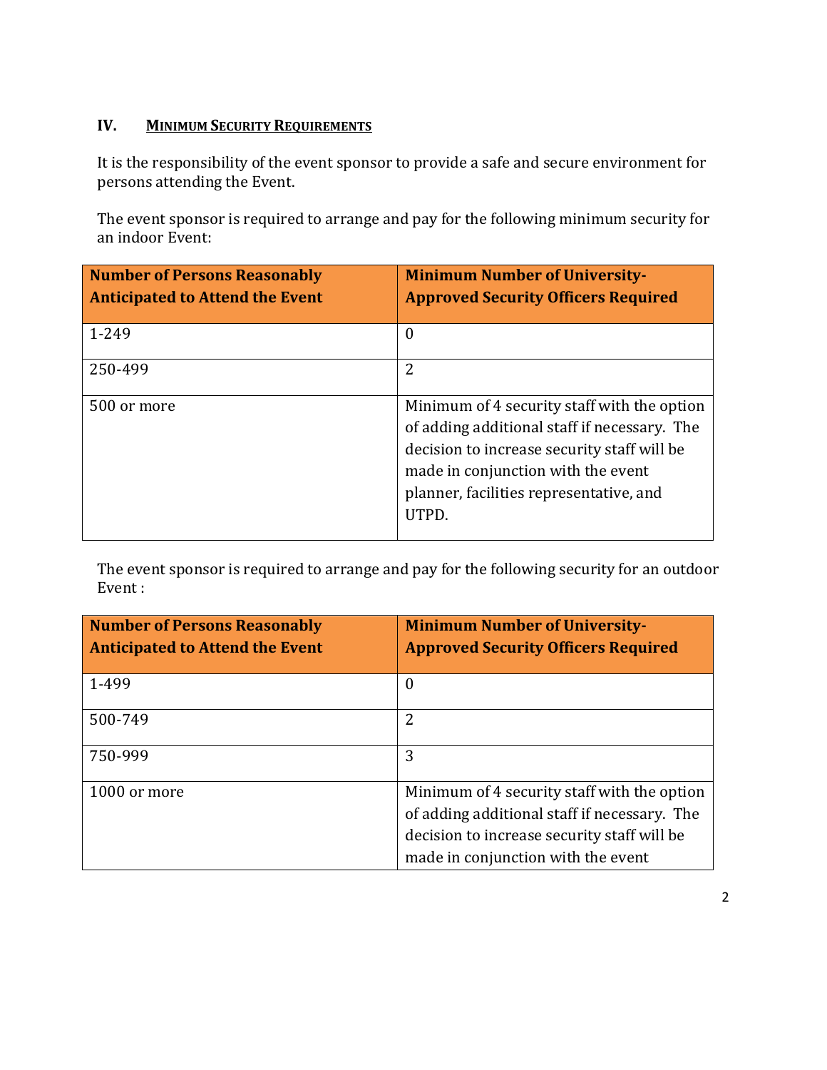## IV. MINIMUM SECURITY REQUIREMENTS

It is the responsibility of the event sponsor to provide a safe and secure environment for persons attending the Event.

The event sponsor is required to arrange and pay for the following minimum security for an indoor Event:

| Number of Persons Reasonably Anticipated to Attend the Event | Minimum Number of University-Approved Security Officers Required |
|---|---|
| 1-249 | 0 |
| 250-499 | 2 |
| 500 or more | Minimum of 4 security staff with the option of adding additional staff if necessary. The decision to increase security staff will be made in conjunction with the event planner, facilities representative, and UTPD. |

The event sponsor is required to arrange and pay for the following security for an outdoor Event :

| Number of Persons Reasonably Anticipated to Attend the Event | Minimum Number of University-Approved Security Officers Required |
|---|---|
| 1-499 | 0 |
| 500-749 | 2 |
| 750-999 | 3 |
| 1000 or more | Minimum of 4 security staff with the option of adding additional staff if necessary. The decision to increase security staff will be made in conjunction with the event |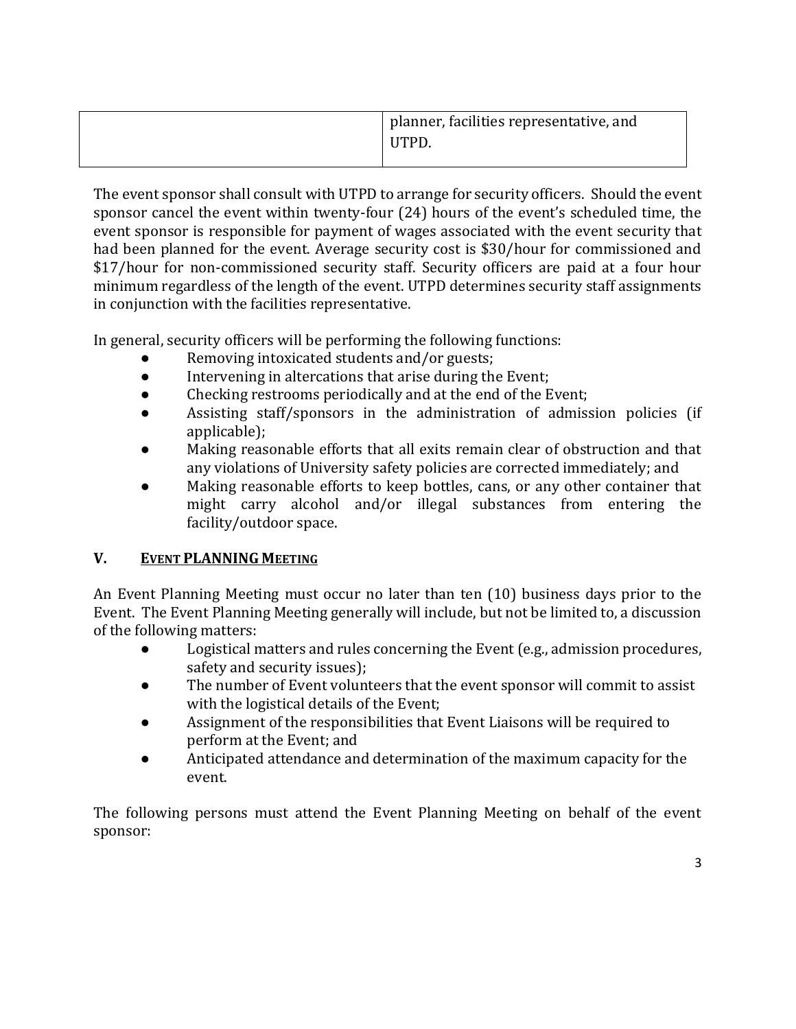| | planner, facilities representative, and UTPD. |
|---|---|

The event sponsor shall consult with UTPD to arrange for security officers. Should the event sponsor cancel the event within twenty-four (24) hours of the event's scheduled time, the event sponsor is responsible for payment of wages associated with the event security that had been planned for the event. Average security cost is $30/hour for commissioned and $17/hour for non-commissioned security staff. Security officers are paid at a four hour minimum regardless of the length of the event. UTPD determines security staff assignments in conjunction with the facilities representative.

In general, security officers will be performing the following functions:

- Removing intoxicated students and/or guests;
- Intervening in altercations that arise during the Event;
- Checking restrooms periodically and at the end of the Event;
- Assisting staff/sponsors in the administration of admission policies (if applicable);
- Making reasonable efforts that all exits remain clear of obstruction and that any violations of University safety policies are corrected immediately; and
- Making reasonable efforts to keep bottles, cans, or any other container that might carry alcohol and/or illegal substances from entering the facility/outdoor space.

## V. EVENT PLANNING MEETING

An Event Planning Meeting must occur no later than ten (10) business days prior to the Event. The Event Planning Meeting generally will include, but not be limited to, a discussion of the following matters:

- Logistical matters and rules concerning the Event (e.g., admission procedures, safety and security issues);
- The number of Event volunteers that the event sponsor will commit to assist with the logistical details of the Event;
- Assignment of the responsibilities that Event Liaisons will be required to perform at the Event; and
- Anticipated attendance and determination of the maximum capacity for the event.

The following persons must attend the Event Planning Meeting on behalf of the event sponsor: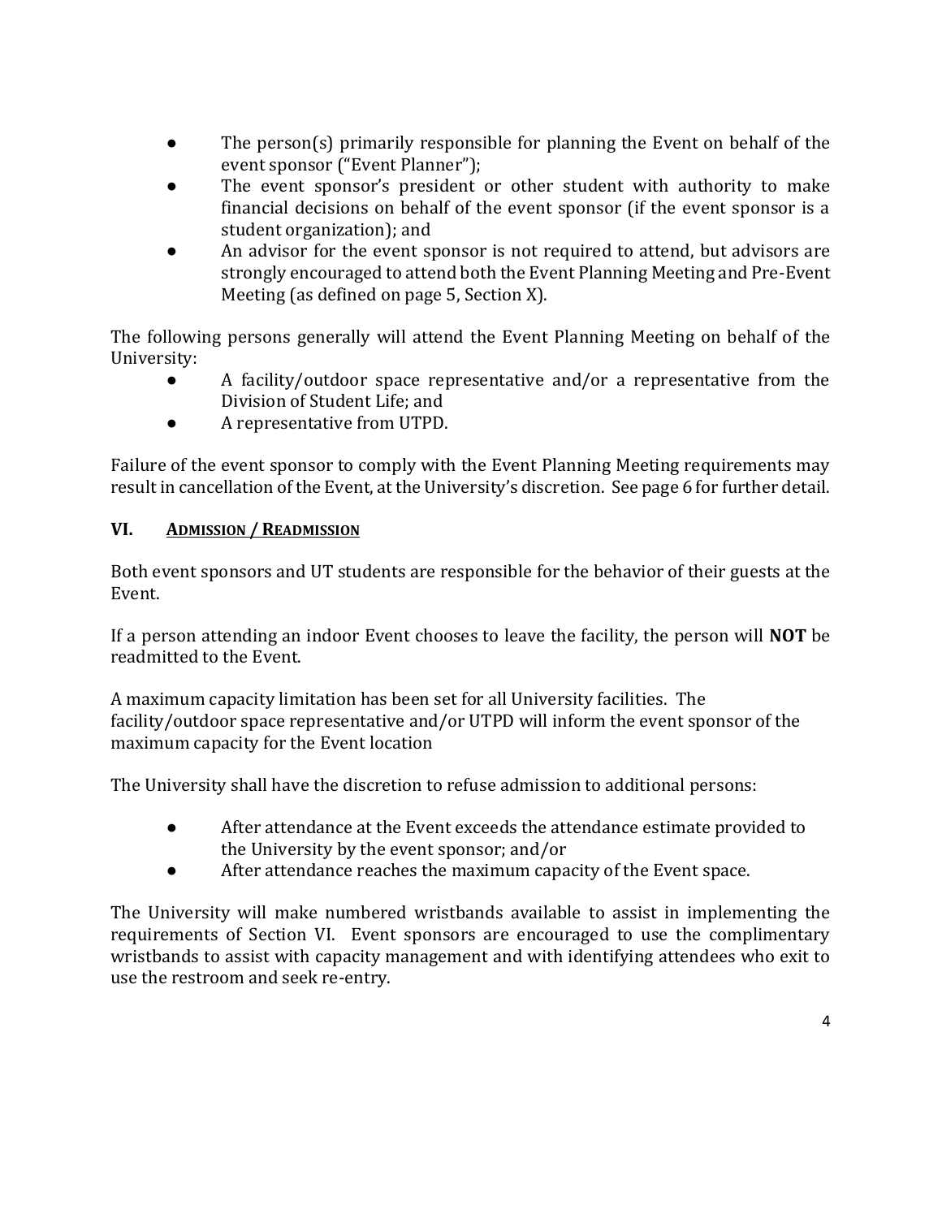- The person(s) primarily responsible for planning the Event on behalf of the event sponsor ("Event Planner");
- The event sponsor's president or other student with authority to make financial decisions on behalf of the event sponsor (if the event sponsor is a student organization); and
- An advisor for the event sponsor is not required to attend, but advisors are strongly encouraged to attend both the Event Planning Meeting and Pre-Event Meeting (as defined on page 5, Section X).

The following persons generally will attend the Event Planning Meeting on behalf of the University:

- A facility/outdoor space representative and/or a representative from the Division of Student Life; and
- A representative from UTPD.

Failure of the event sponsor to comply with the Event Planning Meeting requirements may result in cancellation of the Event, at the University's discretion. See page 6 for further detail.

## VI. ADMISSION / READMISSION

Both event sponsors and UT students are responsible for the behavior of their guests at the Event.

If a person attending an indoor Event chooses to leave the facility, the person will **NOT** be readmitted to the Event.

A maximum capacity limitation has been set for all University facilities. The facility/outdoor space representative and/or UTPD will inform the event sponsor of the maximum capacity for the Event location

The University shall have the discretion to refuse admission to additional persons:

- After attendance at the Event exceeds the attendance estimate provided to the University by the event sponsor; and/or
- After attendance reaches the maximum capacity of the Event space.

The University will make numbered wristbands available to assist in implementing the requirements of Section VI. Event sponsors are encouraged to use the complimentary wristbands to assist with capacity management and with identifying attendees who exit to use the restroom and seek re-entry.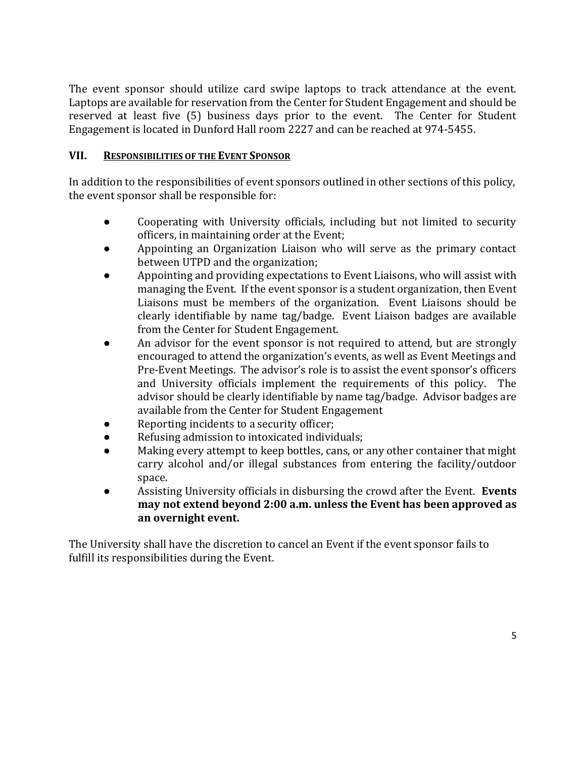The event sponsor should utilize card swipe laptops to track attendance at the event. Laptops are available for reservation from the Center for Student Engagement and should be reserved at least five (5) business days prior to the event. The Center for Student Engagement is located in Dunford Hall room 2227 and can be reached at 974-5455.

## VII. RESPONSIBILITIES OF THE EVENT SPONSOR

In addition to the responsibilities of event sponsors outlined in other sections of this policy, the event sponsor shall be responsible for:

- Cooperating with University officials, including but not limited to security officers, in maintaining order at the Event;
- Appointing an Organization Liaison who will serve as the primary contact between UTPD and the organization;
- Appointing and providing expectations to Event Liaisons, who will assist with managing the Event. If the event sponsor is a student organization, then Event Liaisons must be members of the organization. Event Liaisons should be clearly identifiable by name tag/badge. Event Liaison badges are available from the Center for Student Engagement.
- An advisor for the event sponsor is not required to attend, but are strongly encouraged to attend the organization's events, as well as Event Meetings and Pre-Event Meetings. The advisor's role is to assist the event sponsor's officers and University officials implement the requirements of this policy. The advisor should be clearly identifiable by name tag/badge. Advisor badges are available from the Center for Student Engagement
- Reporting incidents to a security officer;
- Refusing admission to intoxicated individuals;
- Making every attempt to keep bottles, cans, or any other container that might carry alcohol and/or illegal substances from entering the facility/outdoor space.
- Assisting University officials in disbursing the crowd after the Event. **Events may not extend beyond 2:00 a.m. unless the Event has been approved as an overnight event.**

The University shall have the discretion to cancel an Event if the event sponsor fails to fulfill its responsibilities during the Event.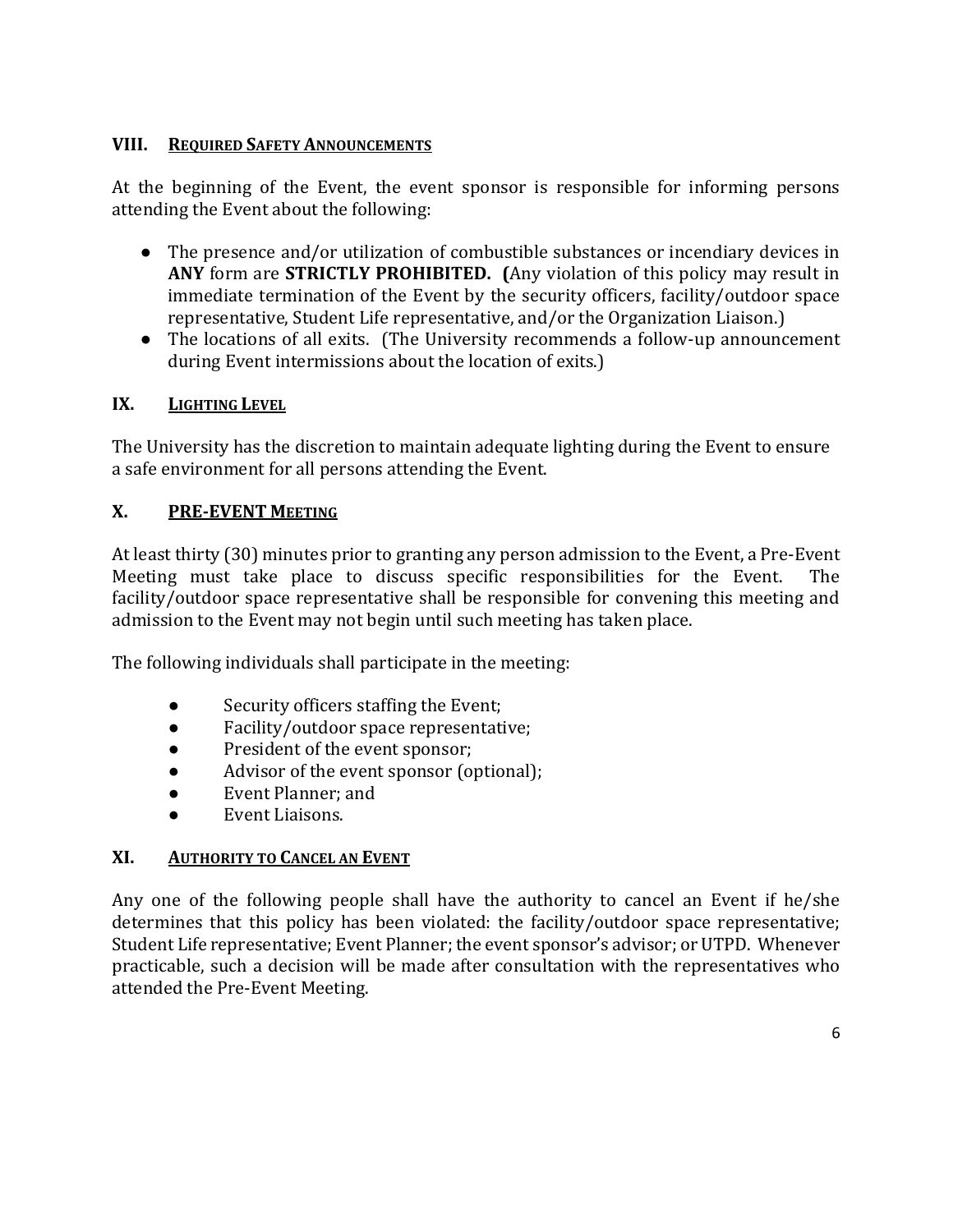## VIII. REQUIRED SAFETY ANNOUNCEMENTS

At the beginning of the Event, the event sponsor is responsible for informing persons attending the Event about the following:

- The presence and/or utilization of combustible substances or incendiary devices in **ANY** form are **STRICTLY PROHIBITED.** **(**Any violation of this policy may result in immediate termination of the Event by the security officers, facility/outdoor space representative, Student Life representative, and/or the Organization Liaison.)
- The locations of all exits. (The University recommends a follow-up announcement during Event intermissions about the location of exits.)

## IX. LIGHTING LEVEL

The University has the discretion to maintain adequate lighting during the Event to ensure a safe environment for all persons attending the Event.

## X. PRE-EVENT MEETING

At least thirty (30) minutes prior to granting any person admission to the Event, a Pre-Event Meeting must take place to discuss specific responsibilities for the Event. The facility/outdoor space representative shall be responsible for convening this meeting and admission to the Event may not begin until such meeting has taken place.

The following individuals shall participate in the meeting:

- Security officers staffing the Event;
- Facility/outdoor space representative;
- President of the event sponsor;
- Advisor of the event sponsor (optional);
- Event Planner; and
- Event Liaisons.

## XI. AUTHORITY TO CANCEL AN EVENT

Any one of the following people shall have the authority to cancel an Event if he/she determines that this policy has been violated: the facility/outdoor space representative; Student Life representative; Event Planner; the event sponsor's advisor; or UTPD. Whenever practicable, such a decision will be made after consultation with the representatives who attended the Pre-Event Meeting.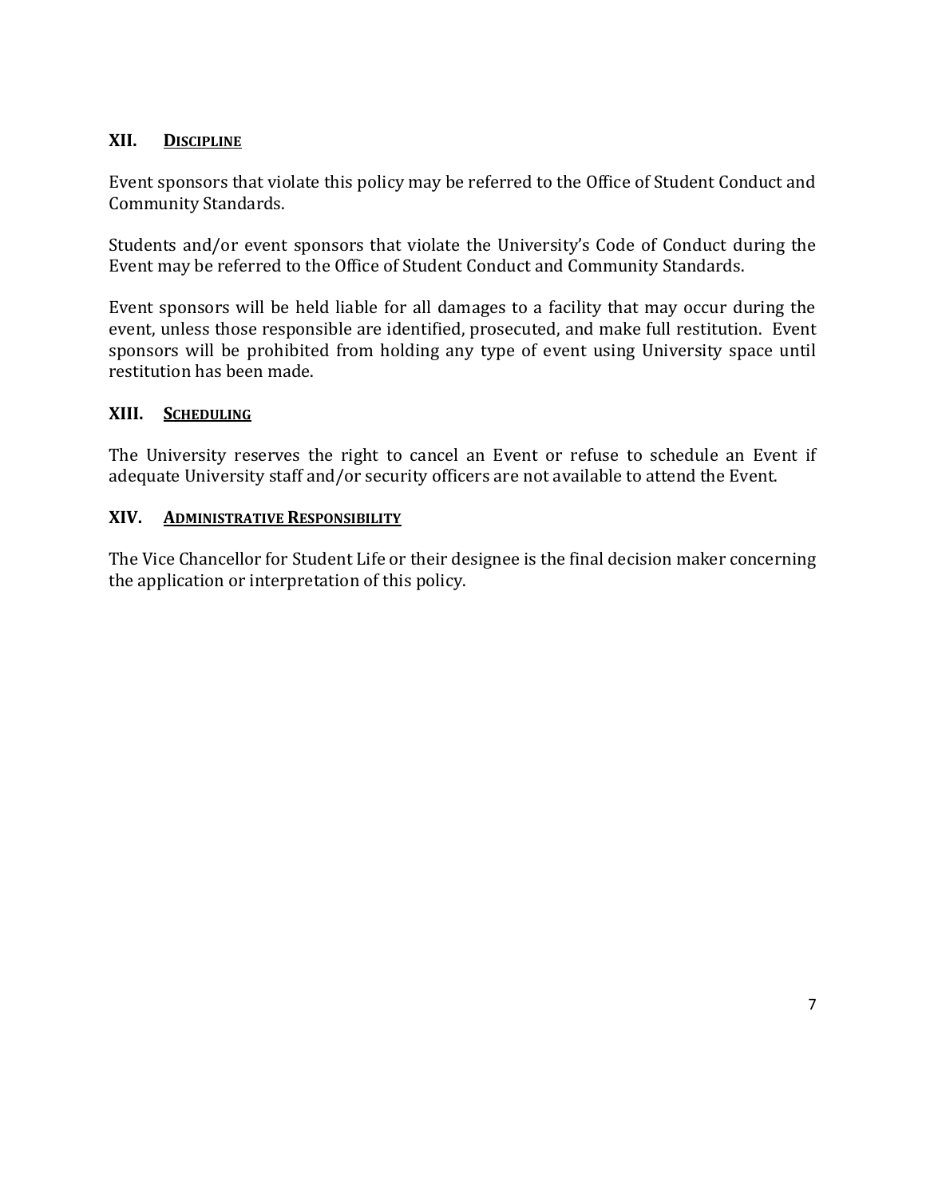## XII. Discipline

Event sponsors that violate this policy may be referred to the Office of Student Conduct and Community Standards.

Students and/or event sponsors that violate the University's Code of Conduct during the Event may be referred to the Office of Student Conduct and Community Standards.

Event sponsors will be held liable for all damages to a facility that may occur during the event, unless those responsible are identified, prosecuted, and make full restitution. Event sponsors will be prohibited from holding any type of event using University space until restitution has been made.

## XIII. Scheduling

The University reserves the right to cancel an Event or refuse to schedule an Event if adequate University staff and/or security officers are not available to attend the Event.

## XIV. Administrative Responsibility

The Vice Chancellor for Student Life or their designee is the final decision maker concerning the application or interpretation of this policy.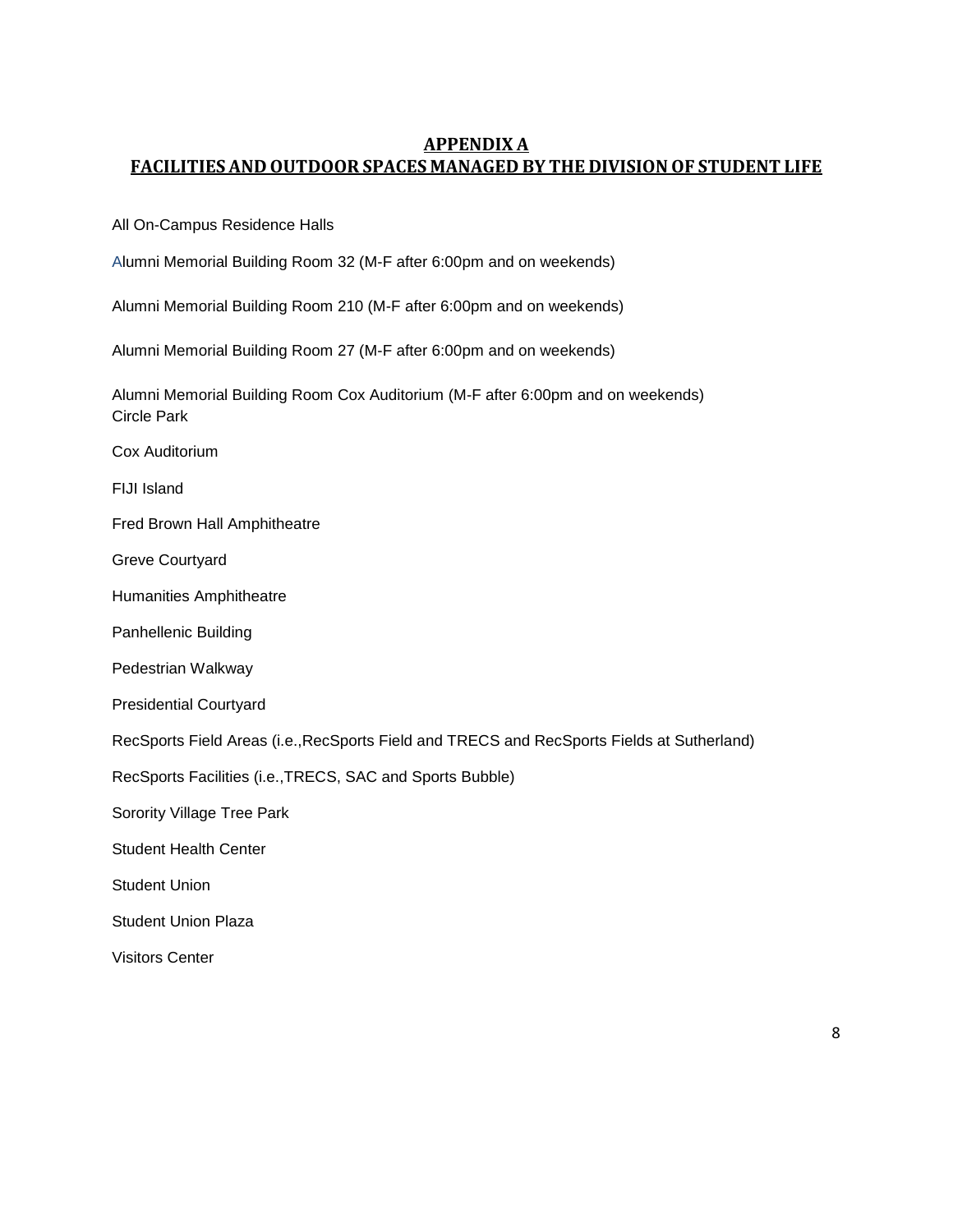# APPENDIX A
# FACILITIES AND OUTDOOR SPACES MANAGED BY THE DIVISION OF STUDENT LIFE

All On-Campus Residence Halls

Alumni Memorial Building Room 32 (M-F after 6:00pm and on weekends)

Alumni Memorial Building Room 210 (M-F after 6:00pm and on weekends)

Alumni Memorial Building Room 27 (M-F after 6:00pm and on weekends)

Alumni Memorial Building Room Cox Auditorium (M-F after 6:00pm and on weekends)
Circle Park

Cox Auditorium

FIJI Island

Fred Brown Hall Amphitheatre

Greve Courtyard

Humanities Amphitheatre

Panhellenic Building

Pedestrian Walkway

Presidential Courtyard

RecSports Field Areas (i.e.,RecSports Field and TRECS and RecSports Fields at Sutherland)

RecSports Facilities (i.e.,TRECS, SAC and Sports Bubble)

Sorority Village Tree Park

Student Health Center

Student Union

Student Union Plaza

Visitors Center